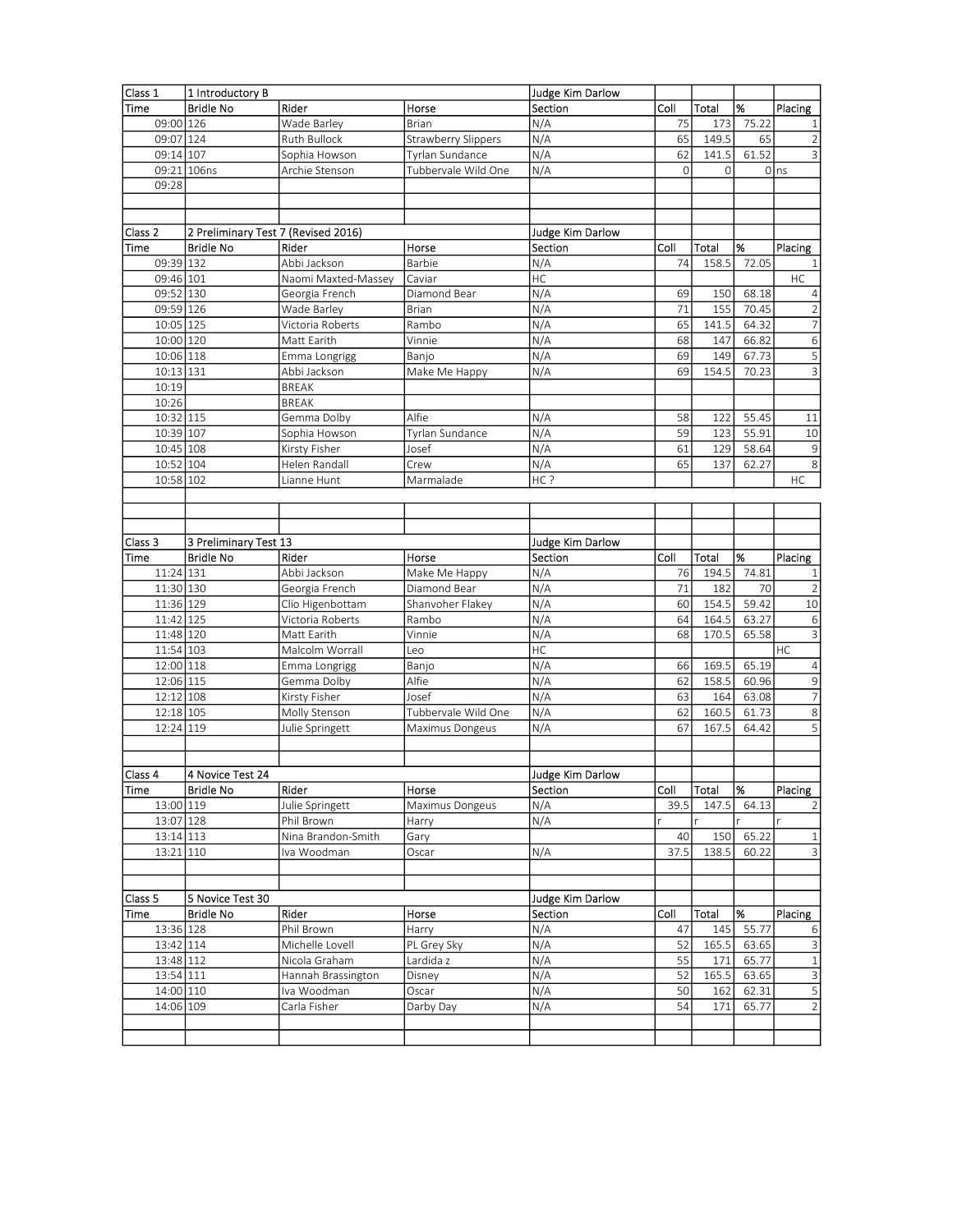| Class 1 | 1 Introductory B | | | Judge Kim Darlow | | | | |
|---|---|---|---|---|---|---|---|---|
| Time | Bridle No | Rider | Horse | Section | Coll | Total | % | Placing |
| 09:00 | 126 | Wade Barley | Brian | N/A | 75 | 173 | 75.22 | 1 |
| 09:07 | 124 | Ruth Bullock | Strawberry Slippers | N/A | 65 | 149.5 | 65 | 2 |
| 09:14 | 107 | Sophia Howson | Tyrlan Sundance | N/A | 62 | 141.5 | 61.52 | 3 |
| 09:21 | 106ns | Archie Stenson | Tubbervale Wild One | N/A | 0 | 0 | 0 | ns |
| 09:28 | | | | | | | | |

| Class 2 | 2 Preliminary Test 7 (Revised 2016) | | | Judge Kim Darlow | | | | |
|---|---|---|---|---|---|---|---|---|
| Time | Bridle No | Rider | Horse | Section | Coll | Total | % | Placing |
| 09:39 | 132 | Abbi Jackson | Barbie | N/A | 74 | 158.5 | 72.05 | 1 |
| 09:46 | 101 | Naomi Maxted-Massey | Caviar | HC | | | | HC |
| 09:52 | 130 | Georgia French | Diamond Bear | N/A | 69 | 150 | 68.18 | 4 |
| 09:59 | 126 | Wade Barley | Brian | N/A | 71 | 155 | 70.45 | 2 |
| 10:05 | 125 | Victoria Roberts | Rambo | N/A | 65 | 141.5 | 64.32 | 7 |
| 10:00 | 120 | Matt Earith | Vinnie | N/A | 68 | 147 | 66.82 | 6 |
| 10:06 | 118 | Emma Longrigg | Banjo | N/A | 69 | 149 | 67.73 | 5 |
| 10:13 | 131 | Abbi Jackson | Make Me Happy | N/A | 69 | 154.5 | 70.23 | 3 |
| 10:19 | | BREAK | | | | | | |
| 10:26 | | BREAK | | | | | | |
| 10:32 | 115 | Gemma Dolby | Alfie | N/A | 58 | 122 | 55.45 | 11 |
| 10:39 | 107 | Sophia Howson | Tyrlan Sundance | N/A | 59 | 123 | 55.91 | 10 |
| 10:45 | 108 | Kirsty Fisher | Josef | N/A | 61 | 129 | 58.64 | 9 |
| 10:52 | 104 | Helen Randall | Crew | N/A | 65 | 137 | 62.27 | 8 |
| 10:58 | 102 | Lianne Hunt | Marmalade | HC ? | | | | HC |

| Class 3 | 3 Preliminary Test 13 | | | Judge Kim Darlow | | | | |
|---|---|---|---|---|---|---|---|---|
| Time | Bridle No | Rider | Horse | Section | Coll | Total | % | Placing |
| 11:24 | 131 | Abbi Jackson | Make Me Happy | N/A | 76 | 194.5 | 74.81 | 1 |
| 11:30 | 130 | Georgia French | Diamond Bear | N/A | 71 | 182 | 70 | 2 |
| 11:36 | 129 | Clio Higenbottam | Shanvoher Flakey | N/A | 60 | 154.5 | 59.42 | 10 |
| 11:42 | 125 | Victoria Roberts | Rambo | N/A | 64 | 164.5 | 63.27 | 6 |
| 11:48 | 120 | Matt Earith | Vinnie | N/A | 68 | 170.5 | 65.58 | 3 |
| 11:54 | 103 | Malcolm Worrall | Leo | HC | | | | HC |
| 12:00 | 118 | Emma Longrigg | Banjo | N/A | 66 | 169.5 | 65.19 | 4 |
| 12:06 | 115 | Gemma Dolby | Alfie | N/A | 62 | 158.5 | 60.96 | 9 |
| 12:12 | 108 | Kirsty Fisher | Josef | N/A | 63 | 164 | 63.08 | 7 |
| 12:18 | 105 | Molly Stenson | Tubbervale Wild One | N/A | 62 | 160.5 | 61.73 | 8 |
| 12:24 | 119 | Julie Springett | Maximus Dongeus | N/A | 67 | 167.5 | 64.42 | 5 |

| Class 4 | 4 Novice Test 24 | | | Judge Kim Darlow | | | | |
|---|---|---|---|---|---|---|---|---|
| Time | Bridle No | Rider | Horse | Section | Coll | Total | % | Placing |
| 13:00 | 119 | Julie Springett | Maximus Dongeus | N/A | 39.5 | 147.5 | 64.13 | 2 |
| 13:07 | 128 | Phil Brown | Harry | N/A | r | r | r | r |
| 13:14 | 113 | Nina Brandon-Smith | Gary | | 40 | 150 | 65.22 | 1 |
| 13:21 | 110 | Iva Woodman | Oscar | N/A | 37.5 | 138.5 | 60.22 | 3 |

| Class 5 | 5 Novice Test 30 | | | Judge Kim Darlow | | | | |
|---|---|---|---|---|---|---|---|---|
| Time | Bridle No | Rider | Horse | Section | Coll | Total | % | Placing |
| 13:36 | 128 | Phil Brown | Harry | N/A | 47 | 145 | 55.77 | 6 |
| 13:42 | 114 | Michelle Lovell | PL Grey Sky | N/A | 52 | 165.5 | 63.65 | 3 |
| 13:48 | 112 | Nicola Graham | Lardida z | N/A | 55 | 171 | 65.77 | 1 |
| 13:54 | 111 | Hannah Brassington | Disney | N/A | 52 | 165.5 | 63.65 | 3 |
| 14:00 | 110 | Iva Woodman | Oscar | N/A | 50 | 162 | 62.31 | 5 |
| 14:06 | 109 | Carla Fisher | Darby Day | N/A | 54 | 171 | 65.77 | 2 |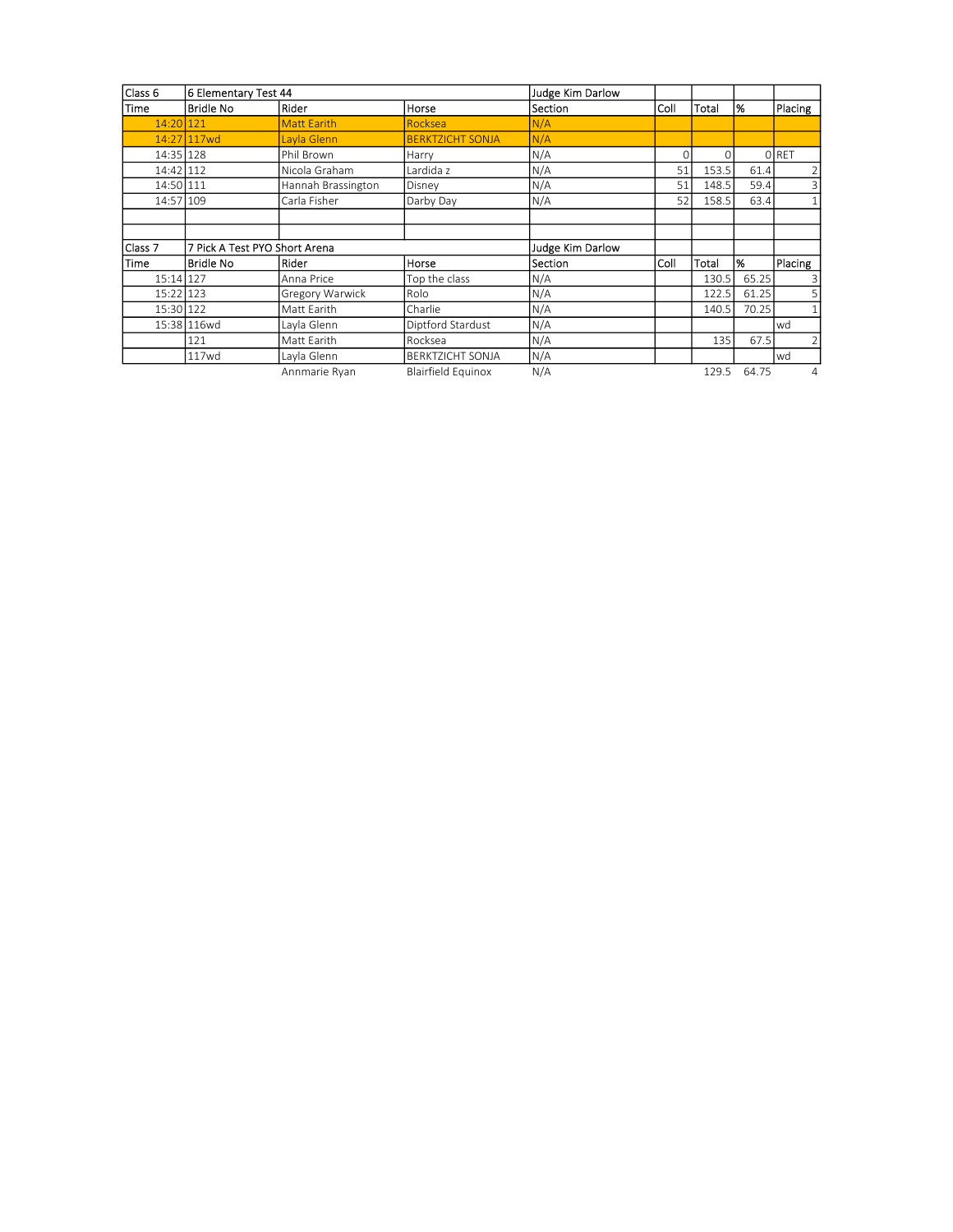| Class 6 | 6 Elementary Test 44 | | | Judge Kim Darlow | | | | |
|---|---|---|---|---|---|---|---|---|
| Time | Bridle No | Rider | Horse | Section | Coll | Total | % | Placing |
| 14:20 | 121 | Matt Earith | Rocksea | N/A | | | | |
| 14:27 | 117wd | Layla Glenn | BERKTZICHT SONJA | N/A | | | | |
| 14:35 | 128 | Phil Brown | Harry | N/A | 0 | 0 | 0 | RET |
| 14:42 | 112 | Nicola Graham | Lardida z | N/A | 51 | 153.5 | 61.4 | 2 |
| 14:50 | 111 | Hannah Brassington | Disney | N/A | 51 | 148.5 | 59.4 | 3 |
| 14:57 | 109 | Carla Fisher | Darby Day | N/A | 52 | 158.5 | 63.4 | 1 |
| | | | | | | | | |
| | | | | | | | | |
| Class 7 | 7 Pick A Test PYO Short Arena | | | Judge Kim Darlow | | | | |
| Time | Bridle No | Rider | Horse | Section | Coll | Total | % | Placing |
| 15:14 | 127 | Anna Price | Top the class | N/A | | 130.5 | 65.25 | 3 |
| 15:22 | 123 | Gregory Warwick | Rolo | N/A | | 122.5 | 61.25 | 5 |
| 15:30 | 122 | Matt Earith | Charlie | N/A | | 140.5 | 70.25 | 1 |
| 15:38 | 116wd | Layla Glenn | Diptford Stardust | N/A | | | | wd |
| | 121 | Matt Earith | Rocksea | N/A | | 135 | 67.5 | 2 |
| | 117wd | Layla Glenn | BERKTZICHT SONJA | N/A | | | | wd |
| | | Annmarie Ryan | Blairfield Equinox | N/A | | 129.5 | 64.75 | 4 |